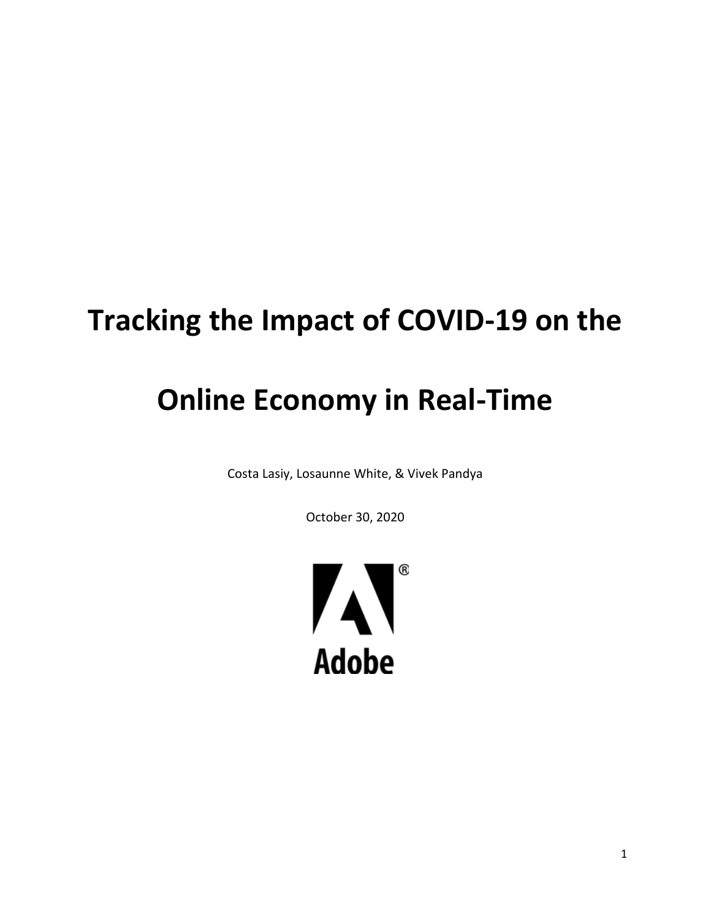# Tracking the Impact of COVID-19 on the Online Economy in Real-Time

Costa Lasiy, Losaunne White, & Vivek Pandya

October 30, 2020

Adobe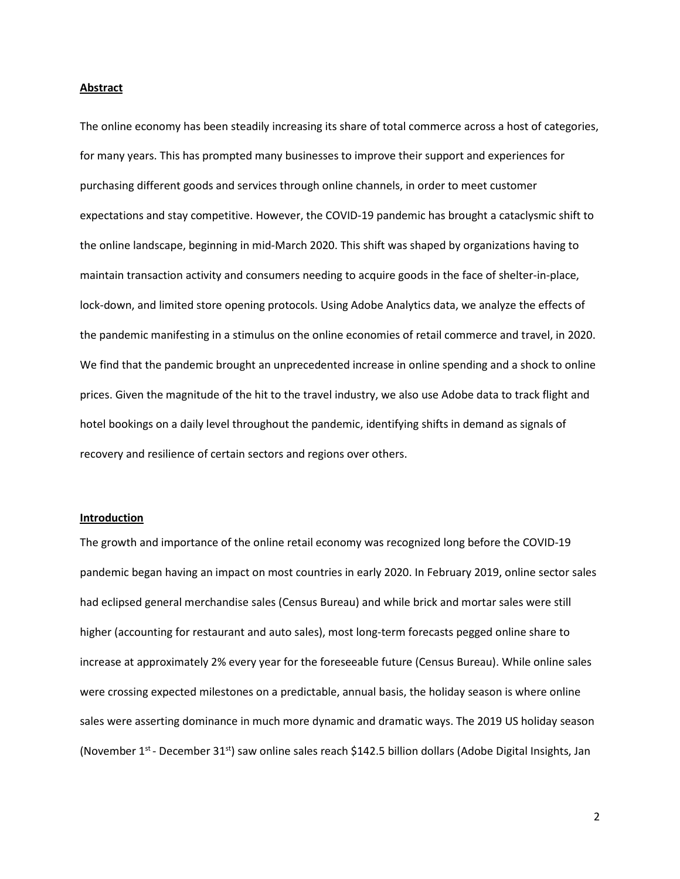## Abstract

The online economy has been steadily increasing its share of total commerce across a host of categories, for many years. This has prompted many businesses to improve their support and experiences for purchasing different goods and services through online channels, in order to meet customer expectations and stay competitive. However, the COVID-19 pandemic has brought a cataclysmic shift to the online landscape, beginning in mid-March 2020. This shift was shaped by organizations having to maintain transaction activity and consumers needing to acquire goods in the face of shelter-in-place, lock-down, and limited store opening protocols. Using Adobe Analytics data, we analyze the effects of the pandemic manifesting in a stimulus on the online economies of retail commerce and travel, in 2020. We find that the pandemic brought an unprecedented increase in online spending and a shock to online prices. Given the magnitude of the hit to the travel industry, we also use Adobe data to track flight and hotel bookings on a daily level throughout the pandemic, identifying shifts in demand as signals of recovery and resilience of certain sectors and regions over others.

## Introduction

The growth and importance of the online retail economy was recognized long before the COVID-19 pandemic began having an impact on most countries in early 2020. In February 2019, online sector sales had eclipsed general merchandise sales (Census Bureau) and while brick and mortar sales were still higher (accounting for restaurant and auto sales), most long-term forecasts pegged online share to increase at approximately 2% every year for the foreseeable future (Census Bureau). While online sales were crossing expected milestones on a predictable, annual basis, the holiday season is where online sales were asserting dominance in much more dynamic and dramatic ways. The 2019 US holiday season (November 1st - December 31st) saw online sales reach $142.5 billion dollars (Adobe Digital Insights, Jan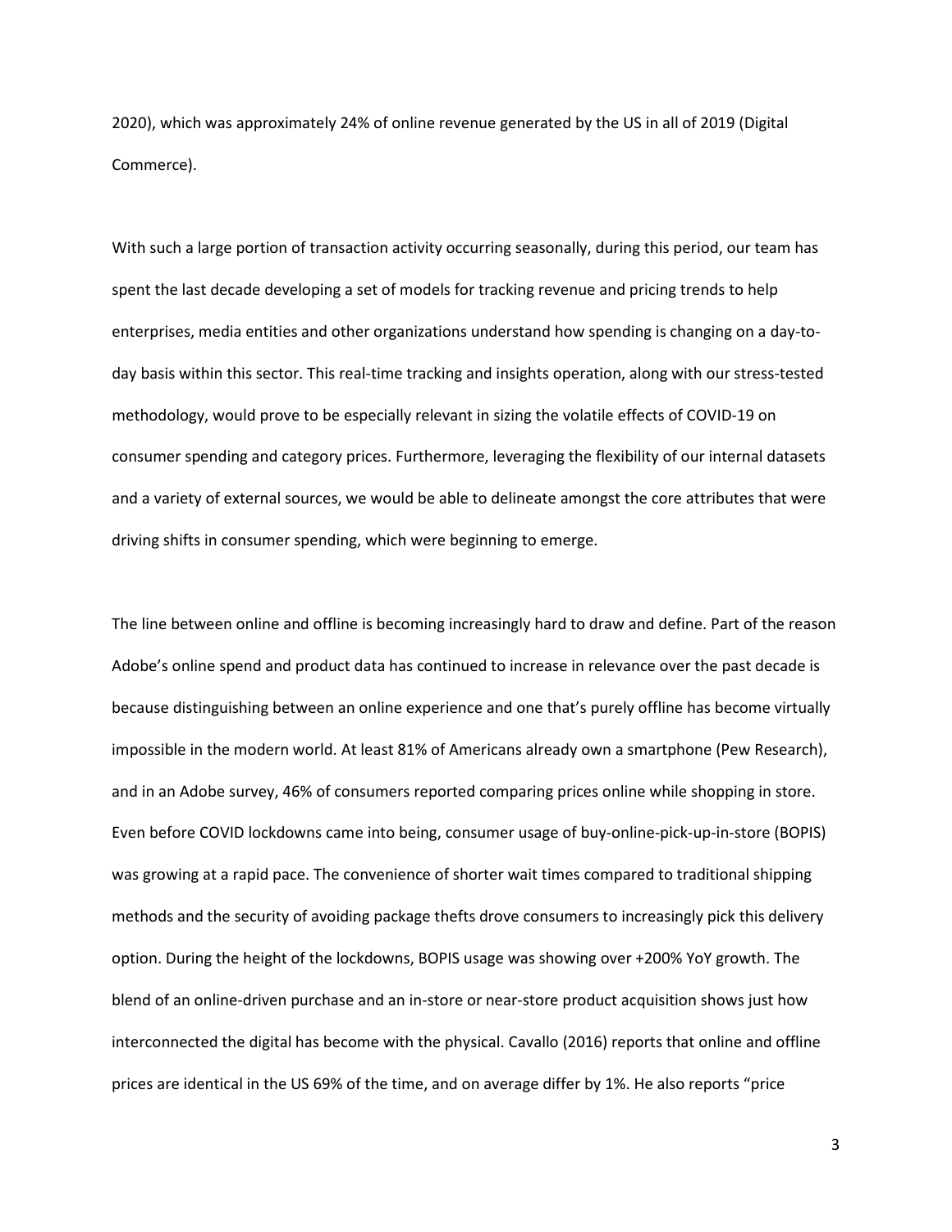2020), which was approximately 24% of online revenue generated by the US in all of 2019 (Digital Commerce).

With such a large portion of transaction activity occurring seasonally, during this period, our team has spent the last decade developing a set of models for tracking revenue and pricing trends to help enterprises, media entities and other organizations understand how spending is changing on a day-to-day basis within this sector. This real-time tracking and insights operation, along with our stress-tested methodology, would prove to be especially relevant in sizing the volatile effects of COVID-19 on consumer spending and category prices. Furthermore, leveraging the flexibility of our internal datasets and a variety of external sources, we would be able to delineate amongst the core attributes that were driving shifts in consumer spending, which were beginning to emerge.

The line between online and offline is becoming increasingly hard to draw and define. Part of the reason Adobe's online spend and product data has continued to increase in relevance over the past decade is because distinguishing between an online experience and one that's purely offline has become virtually impossible in the modern world. At least 81% of Americans already own a smartphone (Pew Research), and in an Adobe survey, 46% of consumers reported comparing prices online while shopping in store. Even before COVID lockdowns came into being, consumer usage of buy-online-pick-up-in-store (BOPIS) was growing at a rapid pace. The convenience of shorter wait times compared to traditional shipping methods and the security of avoiding package thefts drove consumers to increasingly pick this delivery option. During the height of the lockdowns, BOPIS usage was showing over +200% YoY growth. The blend of an online-driven purchase and an in-store or near-store product acquisition shows just how interconnected the digital has become with the physical. Cavallo (2016) reports that online and offline prices are identical in the US 69% of the time, and on average differ by 1%. He also reports "price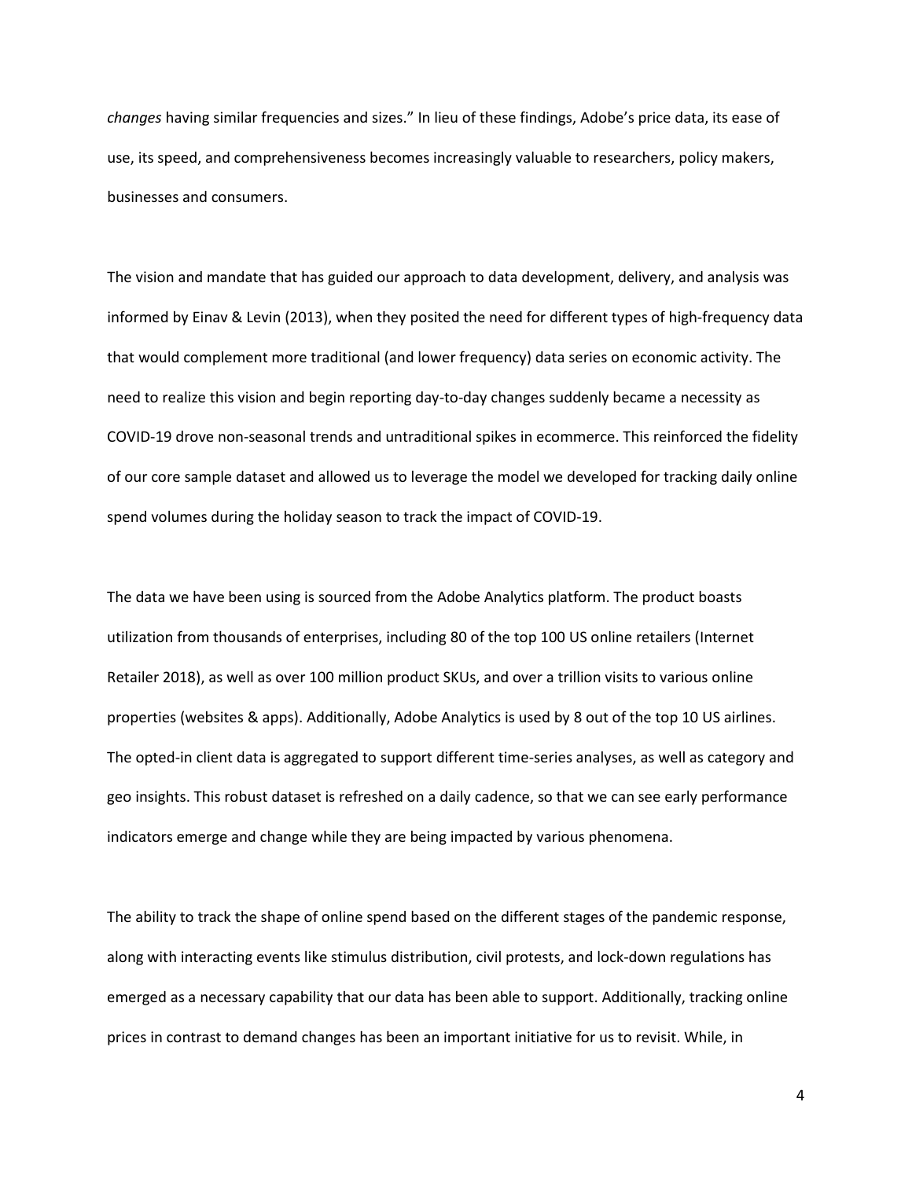*changes* having similar frequencies and sizes." In lieu of these findings, Adobe's price data, its ease of use, its speed, and comprehensiveness becomes increasingly valuable to researchers, policy makers, businesses and consumers.

The vision and mandate that has guided our approach to data development, delivery, and analysis was informed by Einav & Levin (2013), when they posited the need for different types of high-frequency data that would complement more traditional (and lower frequency) data series on economic activity. The need to realize this vision and begin reporting day-to-day changes suddenly became a necessity as COVID-19 drove non-seasonal trends and untraditional spikes in ecommerce. This reinforced the fidelity of our core sample dataset and allowed us to leverage the model we developed for tracking daily online spend volumes during the holiday season to track the impact of COVID-19.

The data we have been using is sourced from the Adobe Analytics platform. The product boasts utilization from thousands of enterprises, including 80 of the top 100 US online retailers (Internet Retailer 2018), as well as over 100 million product SKUs, and over a trillion visits to various online properties (websites & apps). Additionally, Adobe Analytics is used by 8 out of the top 10 US airlines. The opted-in client data is aggregated to support different time-series analyses, as well as category and geo insights. This robust dataset is refreshed on a daily cadence, so that we can see early performance indicators emerge and change while they are being impacted by various phenomena.

The ability to track the shape of online spend based on the different stages of the pandemic response, along with interacting events like stimulus distribution, civil protests, and lock-down regulations has emerged as a necessary capability that our data has been able to support. Additionally, tracking online prices in contrast to demand changes has been an important initiative for us to revisit. While, in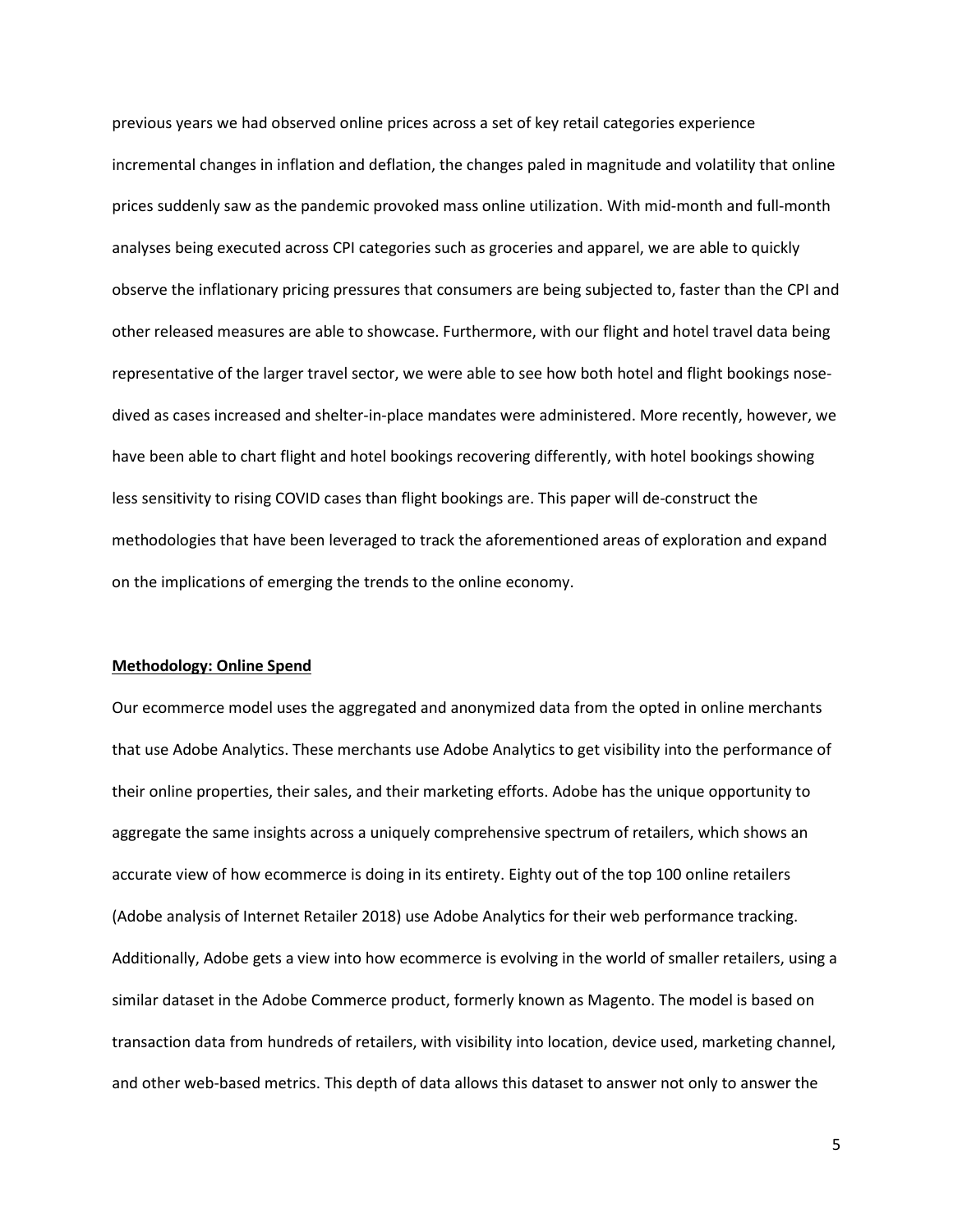previous years we had observed online prices across a set of key retail categories experience incremental changes in inflation and deflation, the changes paled in magnitude and volatility that online prices suddenly saw as the pandemic provoked mass online utilization. With mid-month and full-month analyses being executed across CPI categories such as groceries and apparel, we are able to quickly observe the inflationary pricing pressures that consumers are being subjected to, faster than the CPI and other released measures are able to showcase. Furthermore, with our flight and hotel travel data being representative of the larger travel sector, we were able to see how both hotel and flight bookings nose-dived as cases increased and shelter-in-place mandates were administered. More recently, however, we have been able to chart flight and hotel bookings recovering differently, with hotel bookings showing less sensitivity to rising COVID cases than flight bookings are. This paper will de-construct the methodologies that have been leveraged to track the aforementioned areas of exploration and expand on the implications of emerging the trends to the online economy.

## Methodology: Online Spend

Our ecommerce model uses the aggregated and anonymized data from the opted in online merchants that use Adobe Analytics. These merchants use Adobe Analytics to get visibility into the performance of their online properties, their sales, and their marketing efforts. Adobe has the unique opportunity to aggregate the same insights across a uniquely comprehensive spectrum of retailers, which shows an accurate view of how ecommerce is doing in its entirety. Eighty out of the top 100 online retailers (Adobe analysis of Internet Retailer 2018) use Adobe Analytics for their web performance tracking. Additionally, Adobe gets a view into how ecommerce is evolving in the world of smaller retailers, using a similar dataset in the Adobe Commerce product, formerly known as Magento. The model is based on transaction data from hundreds of retailers, with visibility into location, device used, marketing channel, and other web-based metrics. This depth of data allows this dataset to answer not only to answer the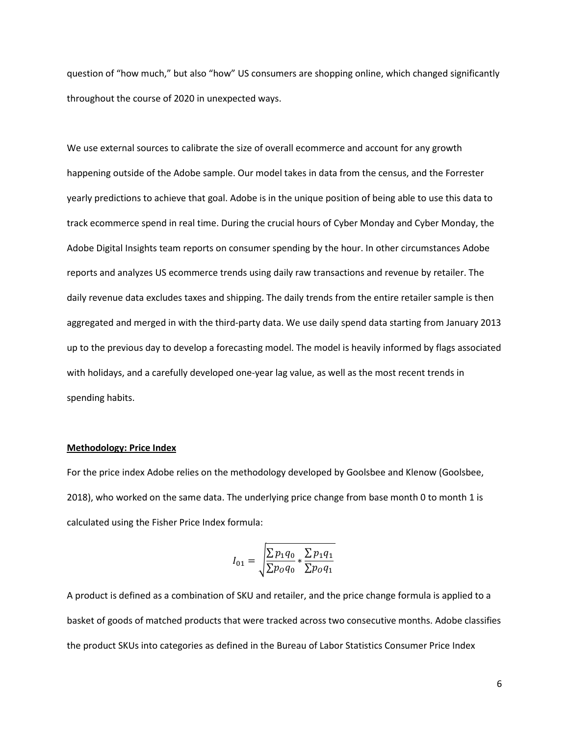question of "how much," but also "how" US consumers are shopping online, which changed significantly throughout the course of 2020 in unexpected ways.

We use external sources to calibrate the size of overall ecommerce and account for any growth happening outside of the Adobe sample. Our model takes in data from the census, and the Forrester yearly predictions to achieve that goal. Adobe is in the unique position of being able to use this data to track ecommerce spend in real time. During the crucial hours of Cyber Monday and Cyber Monday, the Adobe Digital Insights team reports on consumer spending by the hour. In other circumstances Adobe reports and analyzes US ecommerce trends using daily raw transactions and revenue by retailer. The daily revenue data excludes taxes and shipping. The daily trends from the entire retailer sample is then aggregated and merged in with the third-party data. We use daily spend data starting from January 2013 up to the previous day to develop a forecasting model. The model is heavily informed by flags associated with holidays, and a carefully developed one-year lag value, as well as the most recent trends in spending habits.

**Methodology: Price Index**

For the price index Adobe relies on the methodology developed by Goolsbee and Klenow (Goolsbee, 2018), who worked on the same data. The underlying price change from base month 0 to month 1 is calculated using the Fisher Price Index formula:

$$I_{01} = \sqrt{\frac{\sum p_1 q_0}{\sum p_O q_0} * \frac{\sum p_1 q_1}{\sum p_O q_1}}$$

A product is defined as a combination of SKU and retailer, and the price change formula is applied to a basket of goods of matched products that were tracked across two consecutive months. Adobe classifies the product SKUs into categories as defined in the Bureau of Labor Statistics Consumer Price Index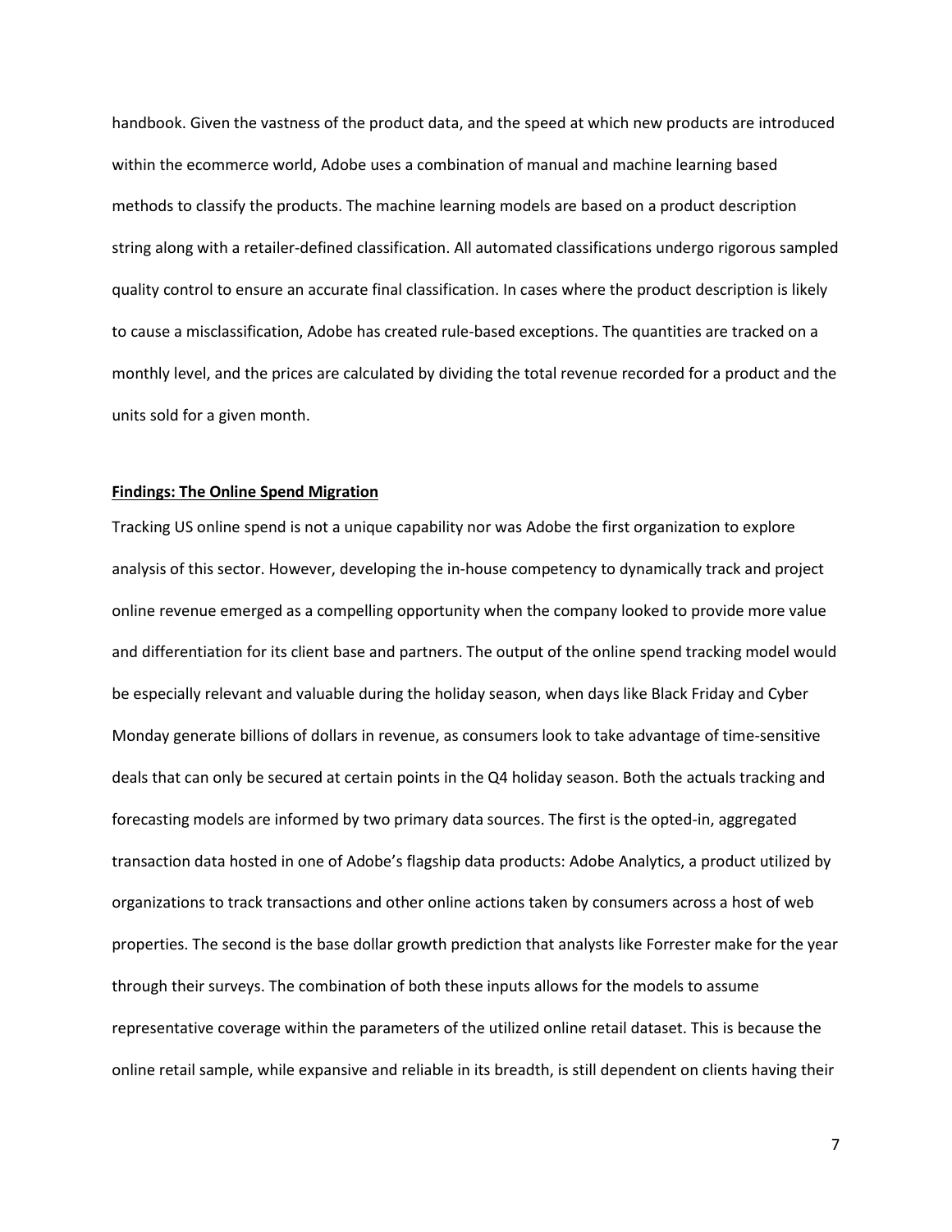handbook. Given the vastness of the product data, and the speed at which new products are introduced within the ecommerce world, Adobe uses a combination of manual and machine learning based methods to classify the products. The machine learning models are based on a product description string along with a retailer-defined classification. All automated classifications undergo rigorous sampled quality control to ensure an accurate final classification. In cases where the product description is likely to cause a misclassification, Adobe has created rule-based exceptions. The quantities are tracked on a monthly level, and the prices are calculated by dividing the total revenue recorded for a product and the units sold for a given month.

## Findings: The Online Spend Migration

Tracking US online spend is not a unique capability nor was Adobe the first organization to explore analysis of this sector. However, developing the in-house competency to dynamically track and project online revenue emerged as a compelling opportunity when the company looked to provide more value and differentiation for its client base and partners. The output of the online spend tracking model would be especially relevant and valuable during the holiday season, when days like Black Friday and Cyber Monday generate billions of dollars in revenue, as consumers look to take advantage of time-sensitive deals that can only be secured at certain points in the Q4 holiday season. Both the actuals tracking and forecasting models are informed by two primary data sources. The first is the opted-in, aggregated transaction data hosted in one of Adobe's flagship data products: Adobe Analytics, a product utilized by organizations to track transactions and other online actions taken by consumers across a host of web properties. The second is the base dollar growth prediction that analysts like Forrester make for the year through their surveys. The combination of both these inputs allows for the models to assume representative coverage within the parameters of the utilized online retail dataset. This is because the online retail sample, while expansive and reliable in its breadth, is still dependent on clients having their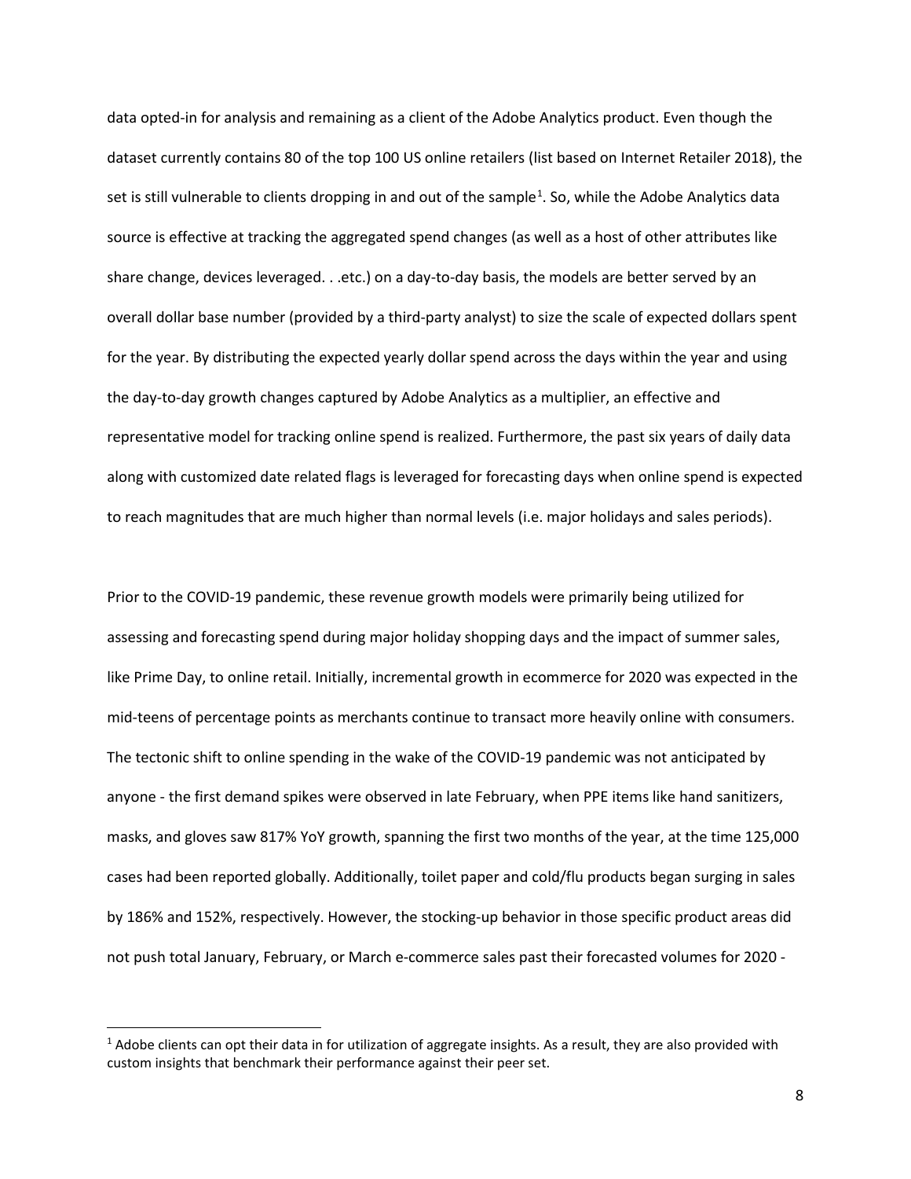data opted-in for analysis and remaining as a client of the Adobe Analytics product. Even though the dataset currently contains 80 of the top 100 US online retailers (list based on Internet Retailer 2018), the set is still vulnerable to clients dropping in and out of the sample[1]. So, while the Adobe Analytics data source is effective at tracking the aggregated spend changes (as well as a host of other attributes like share change, devices leveraged. . .etc.) on a day-to-day basis, the models are better served by an overall dollar base number (provided by a third-party analyst) to size the scale of expected dollars spent for the year. By distributing the expected yearly dollar spend across the days within the year and using the day-to-day growth changes captured by Adobe Analytics as a multiplier, an effective and representative model for tracking online spend is realized. Furthermore, the past six years of daily data along with customized date related flags is leveraged for forecasting days when online spend is expected to reach magnitudes that are much higher than normal levels (i.e. major holidays and sales periods).

Prior to the COVID-19 pandemic, these revenue growth models were primarily being utilized for assessing and forecasting spend during major holiday shopping days and the impact of summer sales, like Prime Day, to online retail. Initially, incremental growth in ecommerce for 2020 was expected in the mid-teens of percentage points as merchants continue to transact more heavily online with consumers. The tectonic shift to online spending in the wake of the COVID-19 pandemic was not anticipated by anyone - the first demand spikes were observed in late February, when PPE items like hand sanitizers, masks, and gloves saw 817% YoY growth, spanning the first two months of the year, at the time 125,000 cases had been reported globally. Additionally, toilet paper and cold/flu products began surging in sales by 186% and 152%, respectively. However, the stocking-up behavior in those specific product areas did not push total January, February, or March e-commerce sales past their forecasted volumes for 2020 -

[1] Adobe clients can opt their data in for utilization of aggregate insights. As a result, they are also provided with custom insights that benchmark their performance against their peer set.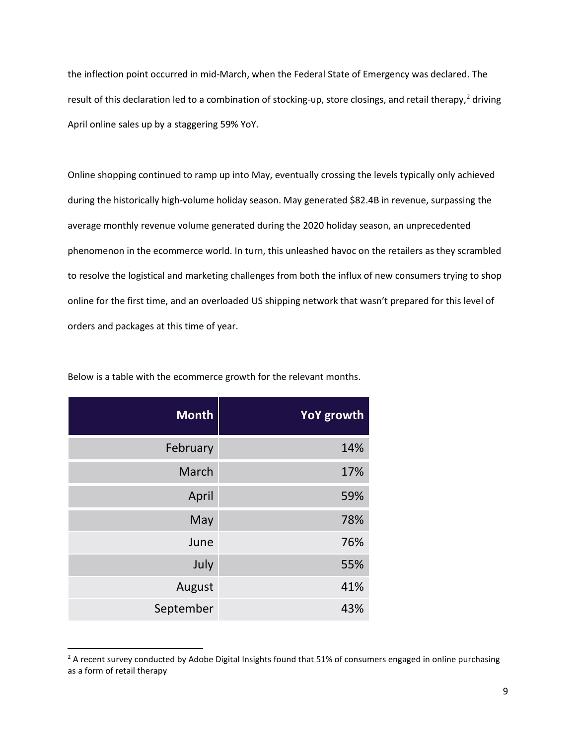the inflection point occurred in mid-March, when the Federal State of Emergency was declared. The result of this declaration led to a combination of stocking-up, store closings, and retail therapy,[2] driving April online sales up by a staggering 59% YoY.

Online shopping continued to ramp up into May, eventually crossing the levels typically only achieved during the historically high-volume holiday season. May generated $82.4B in revenue, surpassing the average monthly revenue volume generated during the 2020 holiday season, an unprecedented phenomenon in the ecommerce world. In turn, this unleashed havoc on the retailers as they scrambled to resolve the logistical and marketing challenges from both the influx of new consumers trying to shop online for the first time, and an overloaded US shipping network that wasn't prepared for this level of orders and packages at this time of year.

Below is a table with the ecommerce growth for the relevant months.

| Month | YoY growth |
|---:|---:|
| February | 14% |
| March | 17% |
| April | 59% |
| May | 78% |
| June | 76% |
| July | 55% |
| August | 41% |
| September | 43% |

[2] A recent survey conducted by Adobe Digital Insights found that 51% of consumers engaged in online purchasing as a form of retail therapy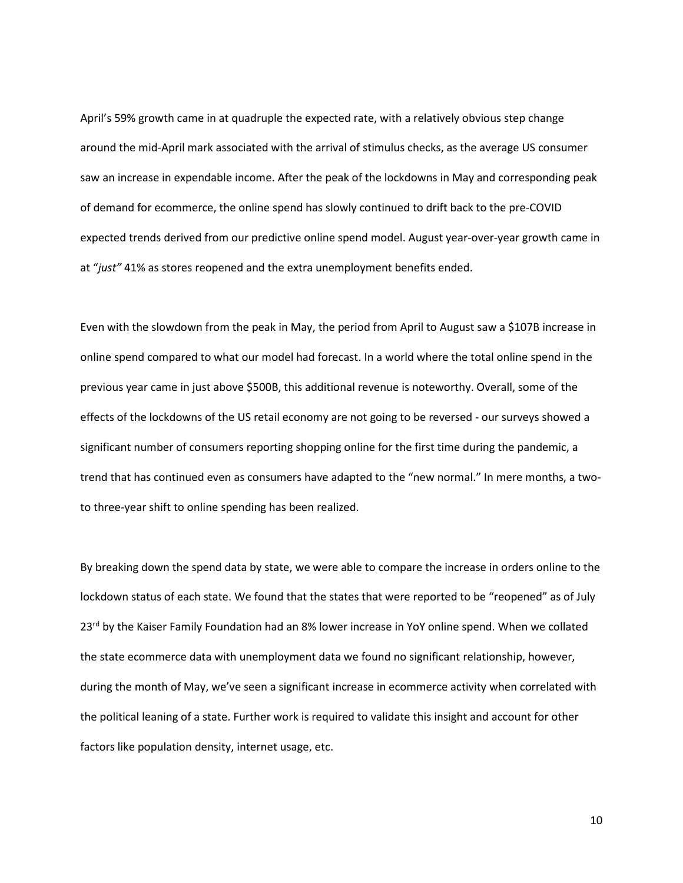April's 59% growth came in at quadruple the expected rate, with a relatively obvious step change around the mid-April mark associated with the arrival of stimulus checks, as the average US consumer saw an increase in expendable income. After the peak of the lockdowns in May and corresponding peak of demand for ecommerce, the online spend has slowly continued to drift back to the pre-COVID expected trends derived from our predictive online spend model. August year-over-year growth came in at "*just"* 41% as stores reopened and the extra unemployment benefits ended.

Even with the slowdown from the peak in May, the period from April to August saw a $107B increase in online spend compared to what our model had forecast. In a world where the total online spend in the previous year came in just above $500B, this additional revenue is noteworthy. Overall, some of the effects of the lockdowns of the US retail economy are not going to be reversed - our surveys showed a significant number of consumers reporting shopping online for the first time during the pandemic, a trend that has continued even as consumers have adapted to the "new normal." In mere months, a two- to three-year shift to online spending has been realized.

By breaking down the spend data by state, we were able to compare the increase in orders online to the lockdown status of each state. We found that the states that were reported to be "reopened" as of July 23rd by the Kaiser Family Foundation had an 8% lower increase in YoY online spend. When we collated the state ecommerce data with unemployment data we found no significant relationship, however, during the month of May, we've seen a significant increase in ecommerce activity when correlated with the political leaning of a state. Further work is required to validate this insight and account for other factors like population density, internet usage, etc.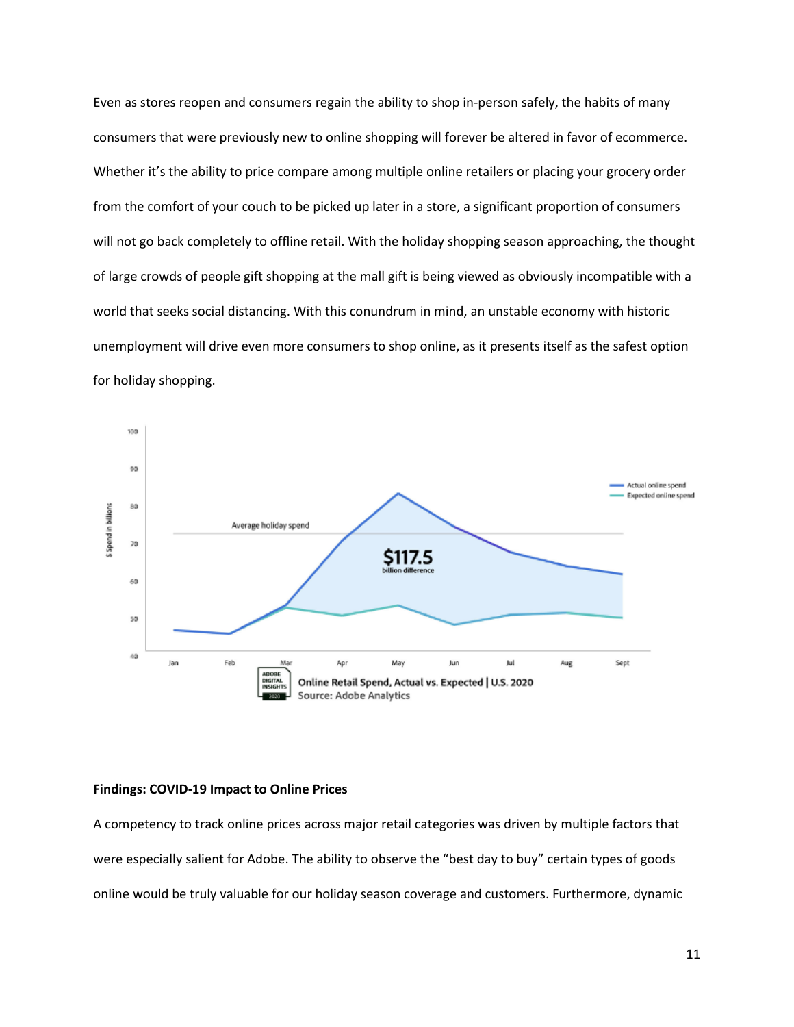Even as stores reopen and consumers regain the ability to shop in-person safely, the habits of many consumers that were previously new to online shopping will forever be altered in favor of ecommerce. Whether it's the ability to price compare among multiple online retailers or placing your grocery order from the comfort of your couch to be picked up later in a store, a significant proportion of consumers will not go back completely to offline retail. With the holiday shopping season approaching, the thought of large crowds of people gift shopping at the mall gift is being viewed as obviously incompatible with a world that seeks social distancing. With this conundrum in mind, an unstable economy with historic unemployment will drive even more consumers to shop online, as it presents itself as the safest option for holiday shopping.

Online Retail Spend, Actual vs. Expected | U.S. 2020
Source: Adobe Analytics

**Findings: COVID-19 Impact to Online Prices**

A competency to track online prices across major retail categories was driven by multiple factors that were especially salient for Adobe. The ability to observe the "best day to buy" certain types of goods online would be truly valuable for our holiday season coverage and customers. Furthermore, dynamic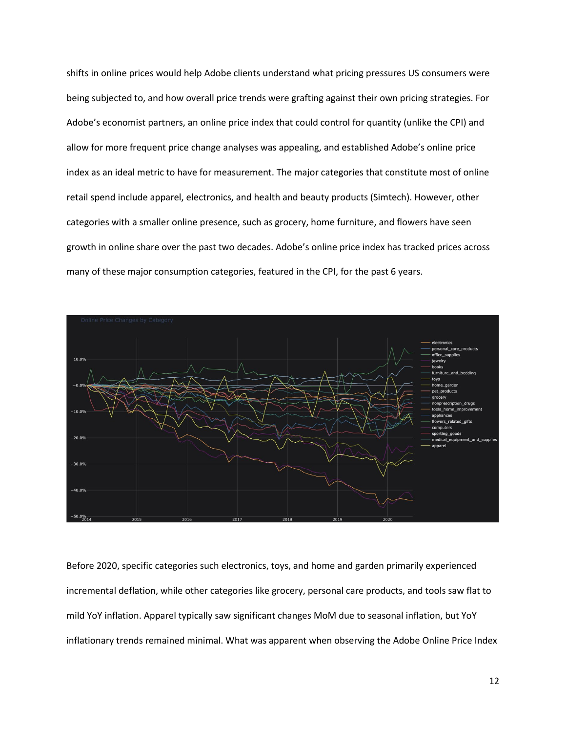shifts in online prices would help Adobe clients understand what pricing pressures US consumers were being subjected to, and how overall price trends were grafting against their own pricing strategies. For Adobe's economist partners, an online price index that could control for quantity (unlike the CPI) and allow for more frequent price change analyses was appealing, and established Adobe's online price index as an ideal metric to have for measurement. The major categories that constitute most of online retail spend include apparel, electronics, and health and beauty products (Simtech). However, other categories with a smaller online presence, such as grocery, home furniture, and flowers have seen growth in online share over the past two decades. Adobe's online price index has tracked prices across many of these major consumption categories, featured in the CPI, for the past 6 years.

Before 2020, specific categories such electronics, toys, and home and garden primarily experienced incremental deflation, while other categories like grocery, personal care products, and tools saw flat to mild YoY inflation. Apparel typically saw significant changes MoM due to seasonal inflation, but YoY inflationary trends remained minimal. What was apparent when observing the Adobe Online Price Index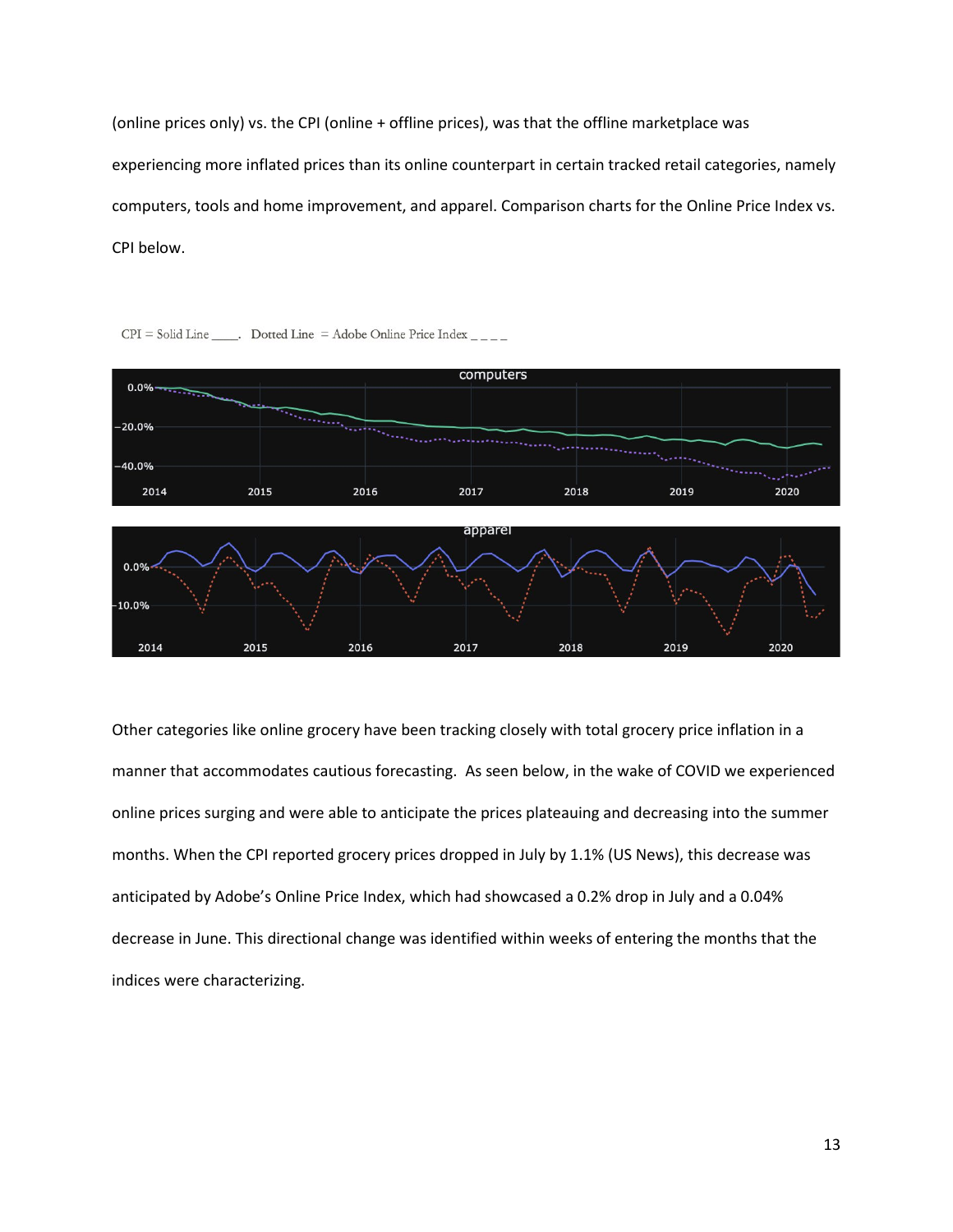(online prices only) vs. the CPI (online + offline prices), was that the offline marketplace was experiencing more inflated prices than its online counterpart in certain tracked retail categories, namely computers, tools and home improvement, and apparel. Comparison charts for the Online Price Index vs. CPI below.

CPI = Solid Line ____. Dotted Line = Adobe Online Price Index _ _ _ _

Other categories like online grocery have been tracking closely with total grocery price inflation in a manner that accommodates cautious forecasting. As seen below, in the wake of COVID we experienced online prices surging and were able to anticipate the prices plateauing and decreasing into the summer months. When the CPI reported grocery prices dropped in July by 1.1% (US News), this decrease was anticipated by Adobe's Online Price Index, which had showcased a 0.2% drop in July and a 0.04% decrease in June. This directional change was identified within weeks of entering the months that the indices were characterizing.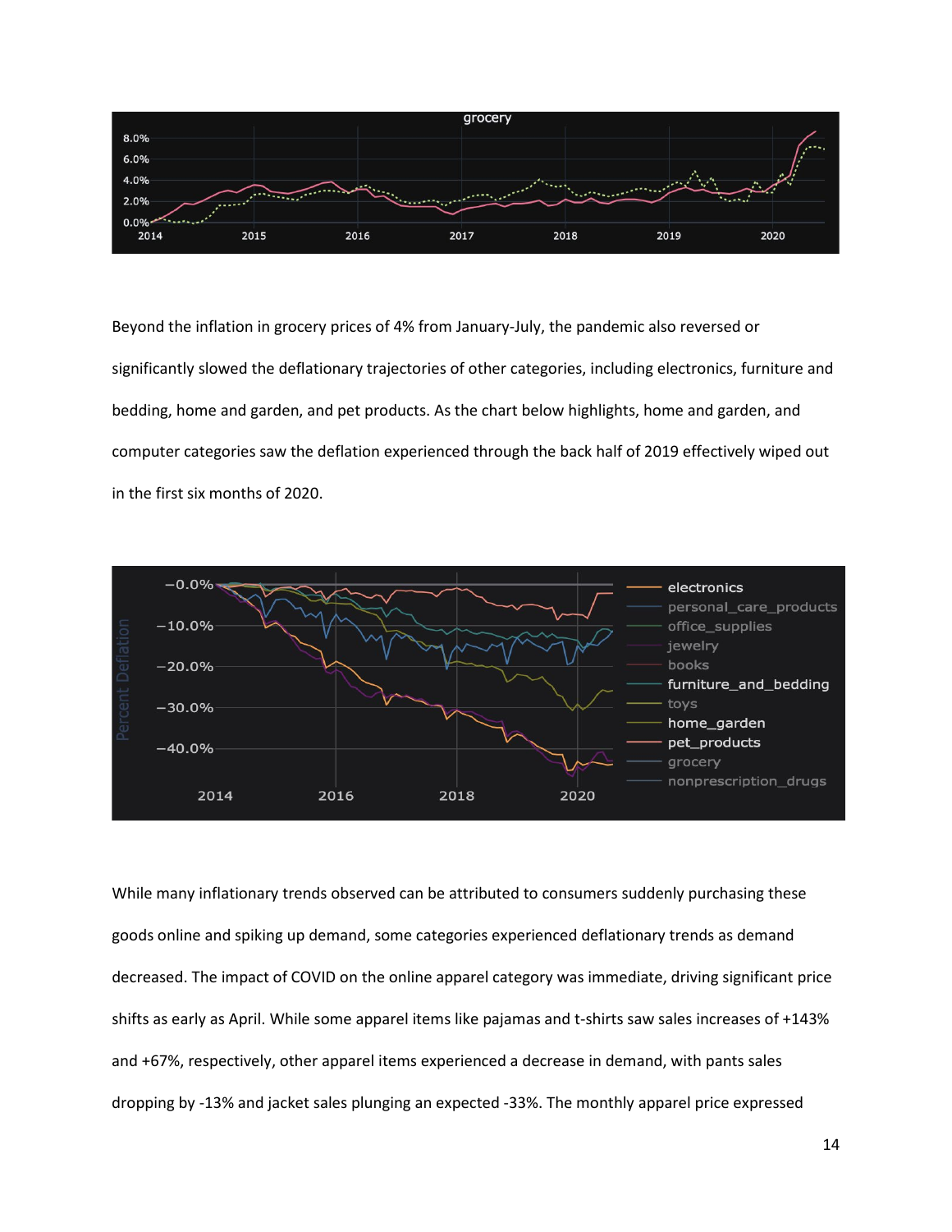Beyond the inflation in grocery prices of 4% from January-July, the pandemic also reversed or significantly slowed the deflationary trajectories of other categories, including electronics, furniture and bedding, home and garden, and pet products. As the chart below highlights, home and garden, and computer categories saw the deflation experienced through the back half of 2019 effectively wiped out in the first six months of 2020.

While many inflationary trends observed can be attributed to consumers suddenly purchasing these goods online and spiking up demand, some categories experienced deflationary trends as demand decreased. The impact of COVID on the online apparel category was immediate, driving significant price shifts as early as April. While some apparel items like pajamas and t-shirts saw sales increases of +143% and +67%, respectively, other apparel items experienced a decrease in demand, with pants sales dropping by -13% and jacket sales plunging an expected -33%. The monthly apparel price expressed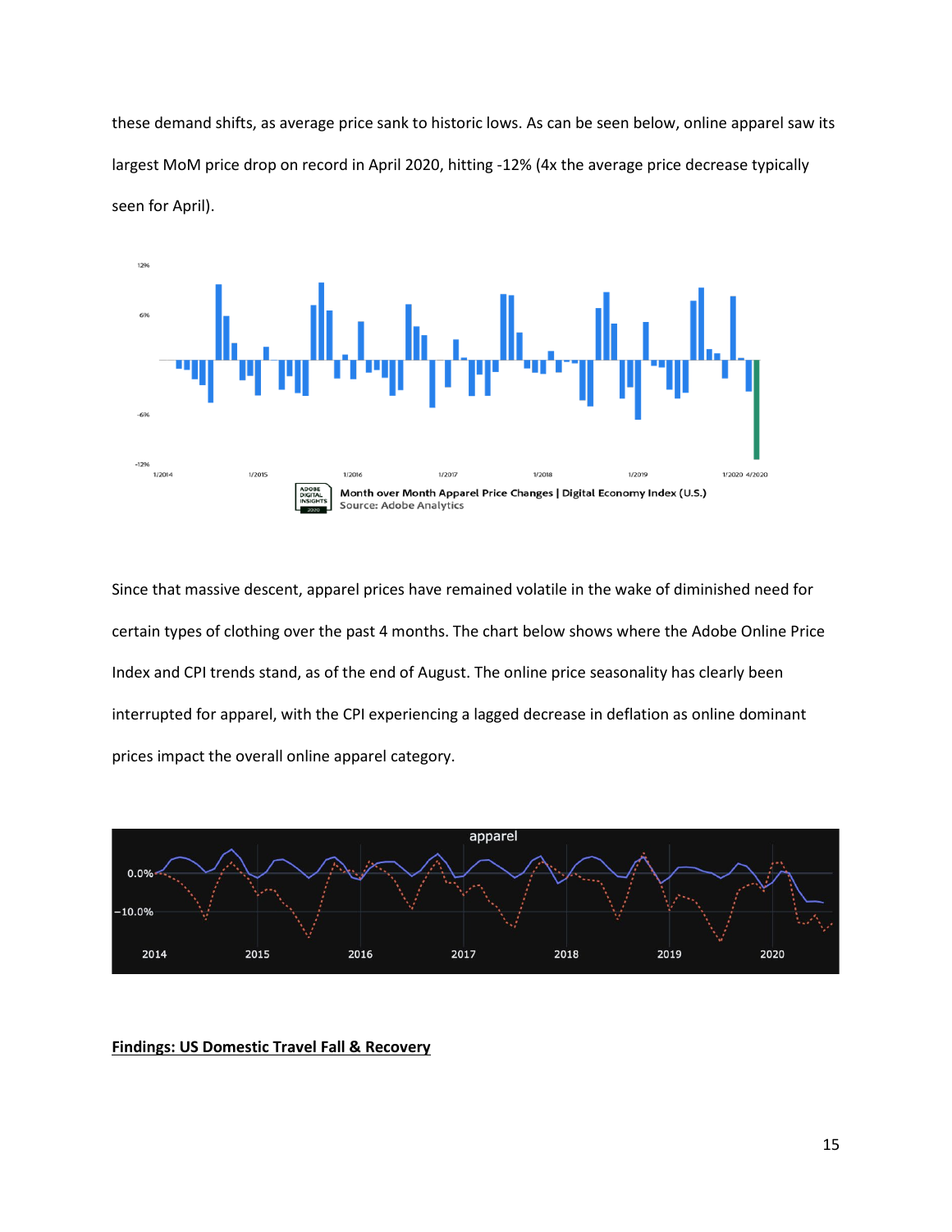these demand shifts, as average price sank to historic lows. As can be seen below, online apparel saw its largest MoM price drop on record in April 2020, hitting -12% (4x the average price decrease typically seen for April).

Month over Month Apparel Price Changes | Digital Economy Index (U.S.)
Source: Adobe Analytics

Since that massive descent, apparel prices have remained volatile in the wake of diminished need for certain types of clothing over the past 4 months. The chart below shows where the Adobe Online Price Index and CPI trends stand, as of the end of August. The online price seasonality has clearly been interrupted for apparel, with the CPI experiencing a lagged decrease in deflation as online dominant prices impact the overall online apparel category.

**Findings: US Domestic Travel Fall & Recovery**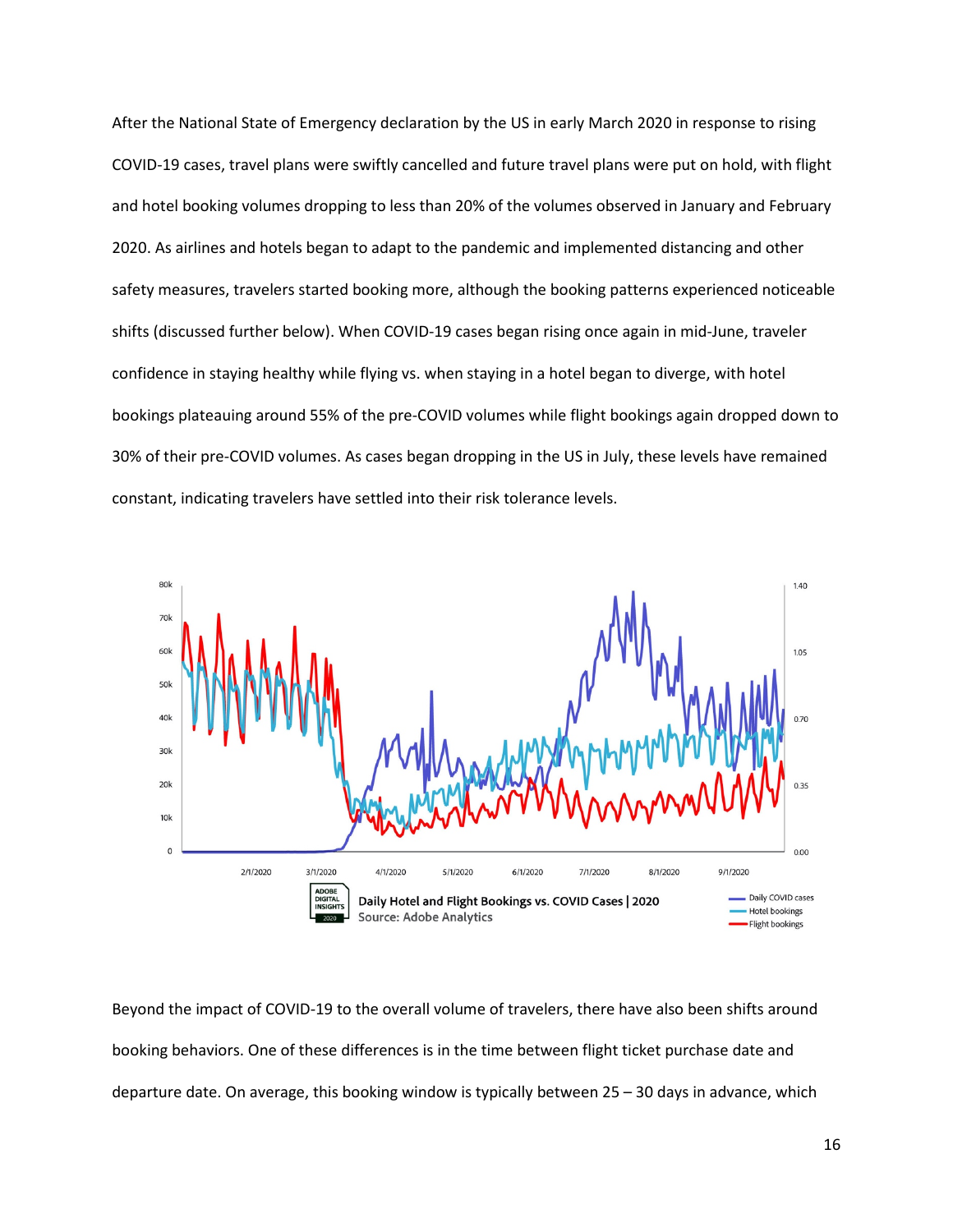After the National State of Emergency declaration by the US in early March 2020 in response to rising COVID-19 cases, travel plans were swiftly cancelled and future travel plans were put on hold, with flight and hotel booking volumes dropping to less than 20% of the volumes observed in January and February 2020. As airlines and hotels began to adapt to the pandemic and implemented distancing and other safety measures, travelers started booking more, although the booking patterns experienced noticeable shifts (discussed further below). When COVID-19 cases began rising once again in mid-June, traveler confidence in staying healthy while flying vs. when staying in a hotel began to diverge, with hotel bookings plateauing around 55% of the pre-COVID volumes while flight bookings again dropped down to 30% of their pre-COVID volumes. As cases began dropping in the US in July, these levels have remained constant, indicating travelers have settled into their risk tolerance levels.

Daily Hotel and Flight Bookings vs. COVID Cases | 2020
Source: Adobe Analytics

Beyond the impact of COVID-19 to the overall volume of travelers, there have also been shifts around booking behaviors. One of these differences is in the time between flight ticket purchase date and departure date. On average, this booking window is typically between 25 – 30 days in advance, which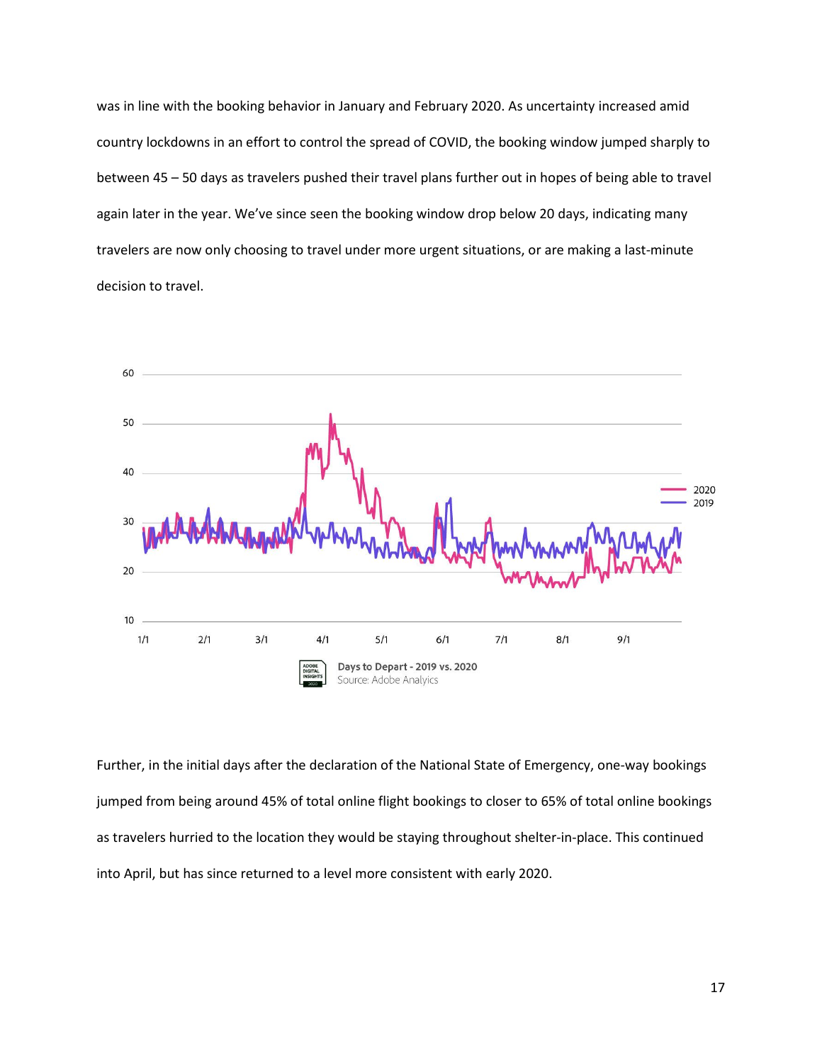was in line with the booking behavior in January and February 2020. As uncertainty increased amid country lockdowns in an effort to control the spread of COVID, the booking window jumped sharply to between 45 – 50 days as travelers pushed their travel plans further out in hopes of being able to travel again later in the year. We've since seen the booking window drop below 20 days, indicating many travelers are now only choosing to travel under more urgent situations, or are making a last-minute decision to travel.

**Days to Depart - 2019 vs. 2020**
Source: Adobe Analyics

Further, in the initial days after the declaration of the National State of Emergency, one-way bookings jumped from being around 45% of total online flight bookings to closer to 65% of total online bookings as travelers hurried to the location they would be staying throughout shelter-in-place. This continued into April, but has since returned to a level more consistent with early 2020.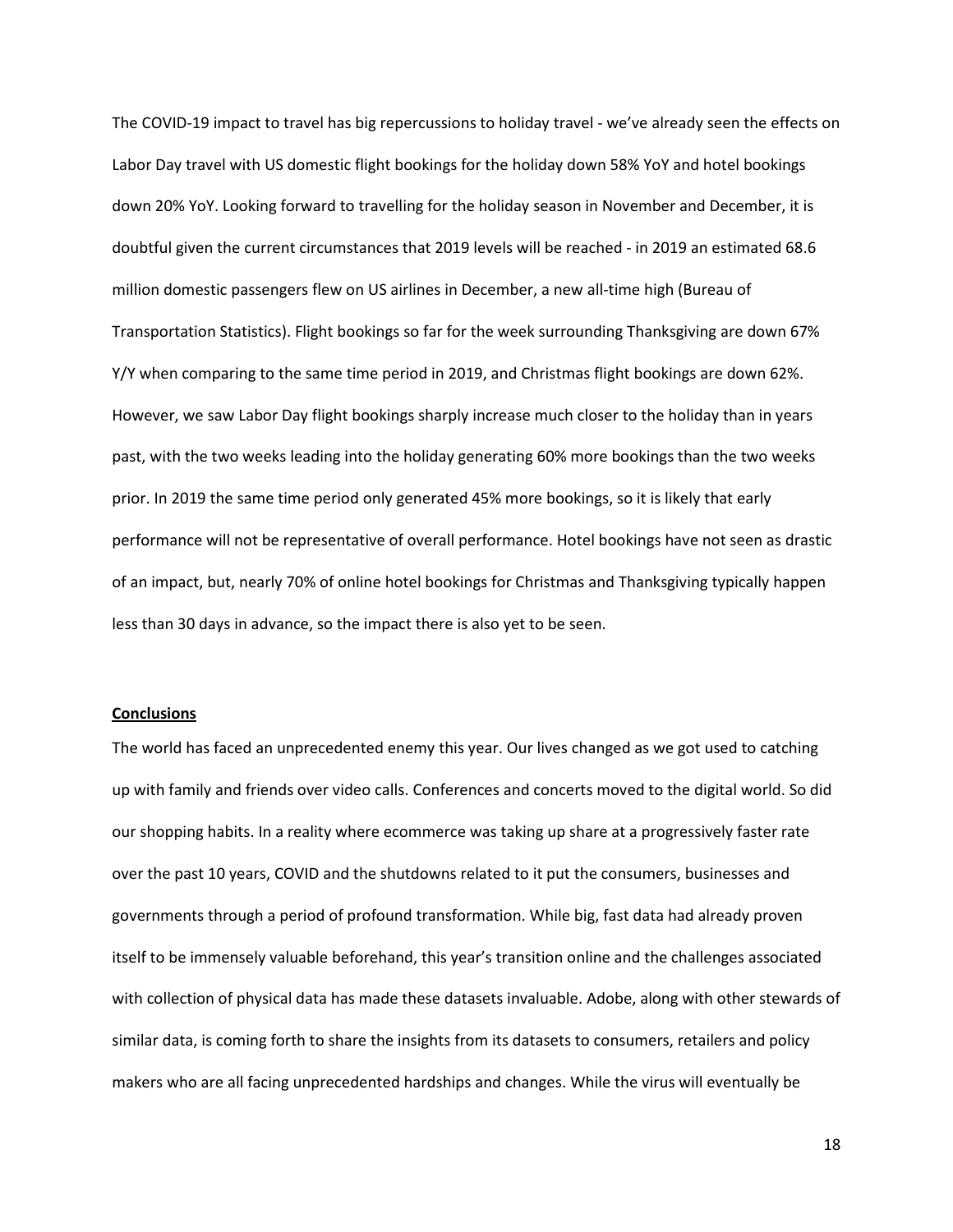The COVID-19 impact to travel has big repercussions to holiday travel - we've already seen the effects on Labor Day travel with US domestic flight bookings for the holiday down 58% YoY and hotel bookings down 20% YoY. Looking forward to travelling for the holiday season in November and December, it is doubtful given the current circumstances that 2019 levels will be reached - in 2019 an estimated 68.6 million domestic passengers flew on US airlines in December, a new all-time high (Bureau of Transportation Statistics). Flight bookings so far for the week surrounding Thanksgiving are down 67% Y/Y when comparing to the same time period in 2019, and Christmas flight bookings are down 62%. However, we saw Labor Day flight bookings sharply increase much closer to the holiday than in years past, with the two weeks leading into the holiday generating 60% more bookings than the two weeks prior. In 2019 the same time period only generated 45% more bookings, so it is likely that early performance will not be representative of overall performance. Hotel bookings have not seen as drastic of an impact, but, nearly 70% of online hotel bookings for Christmas and Thanksgiving typically happen less than 30 days in advance, so the impact there is also yet to be seen.

## Conclusions

The world has faced an unprecedented enemy this year. Our lives changed as we got used to catching up with family and friends over video calls. Conferences and concerts moved to the digital world. So did our shopping habits. In a reality where ecommerce was taking up share at a progressively faster rate over the past 10 years, COVID and the shutdowns related to it put the consumers, businesses and governments through a period of profound transformation. While big, fast data had already proven itself to be immensely valuable beforehand, this year's transition online and the challenges associated with collection of physical data has made these datasets invaluable. Adobe, along with other stewards of similar data, is coming forth to share the insights from its datasets to consumers, retailers and policy makers who are all facing unprecedented hardships and changes. While the virus will eventually be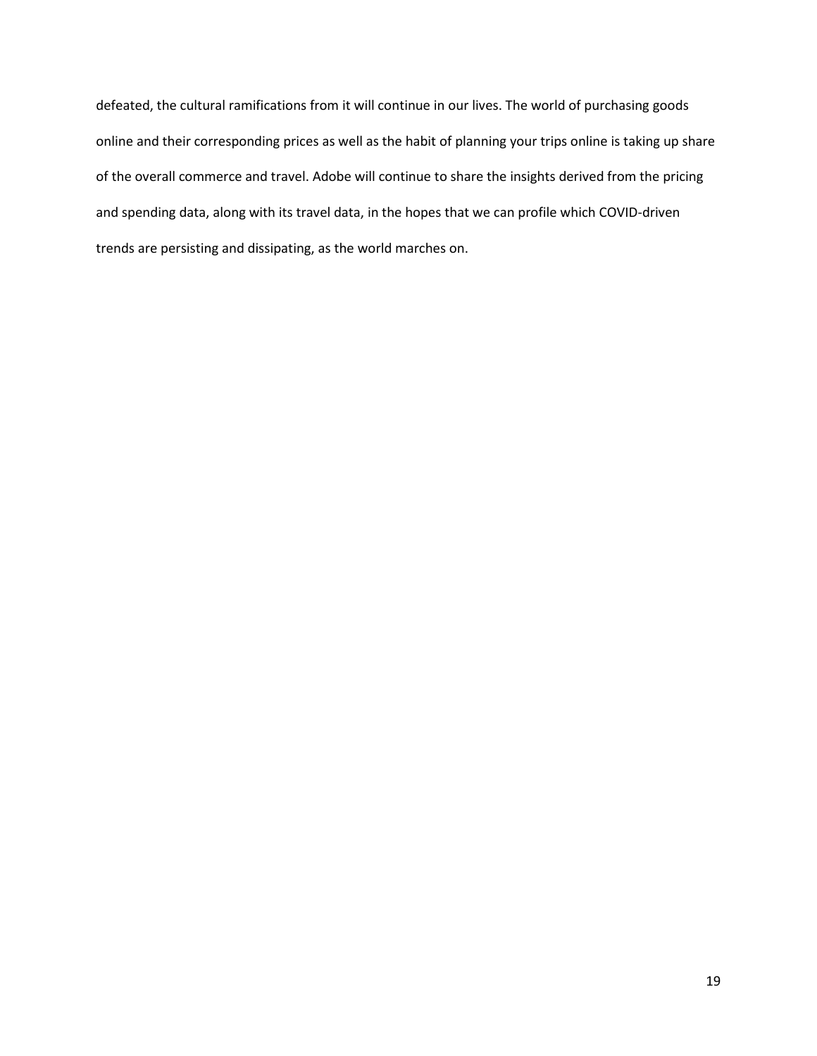defeated, the cultural ramifications from it will continue in our lives. The world of purchasing goods online and their corresponding prices as well as the habit of planning your trips online is taking up share of the overall commerce and travel. Adobe will continue to share the insights derived from the pricing and spending data, along with its travel data, in the hopes that we can profile which COVID-driven trends are persisting and dissipating, as the world marches on.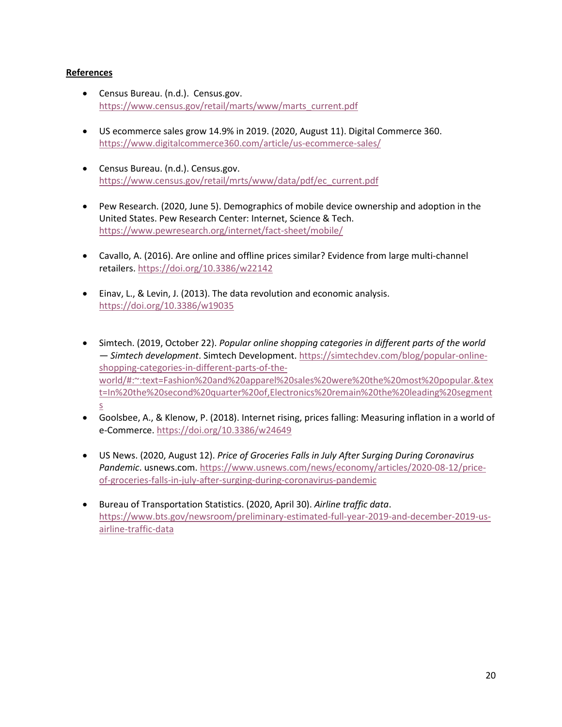**References**

- Census Bureau. (n.d.). Census.gov. https://www.census.gov/retail/marts/www/marts_current.pdf

- US ecommerce sales grow 14.9% in 2019. (2020, August 11). Digital Commerce 360. https://www.digitalcommerce360.com/article/us-ecommerce-sales/

- Census Bureau. (n.d.). Census.gov. https://www.census.gov/retail/mrts/www/data/pdf/ec_current.pdf

- Pew Research. (2020, June 5). Demographics of mobile device ownership and adoption in the United States. Pew Research Center: Internet, Science & Tech. https://www.pewresearch.org/internet/fact-sheet/mobile/

- Cavallo, A. (2016). Are online and offline prices similar? Evidence from large multi-channel retailers. https://doi.org/10.3386/w22142

- Einav, L., & Levin, J. (2013). The data revolution and economic analysis. https://doi.org/10.3386/w19035

- Simtech. (2019, October 22). *Popular online shopping categories in different parts of the world — Simtech development*. Simtech Development. https://simtechdev.com/blog/popular-online-shopping-categories-in-different-parts-of-the-world/#:~:text=Fashion%20and%20apparel%20sales%20were%20the%20most%20popular.&text=In%20the%20second%20quarter%20of,Electronics%20remain%20the%20leading%20segments

- Goolsbee, A., & Klenow, P. (2018). Internet rising, prices falling: Measuring inflation in a world of e-Commerce. https://doi.org/10.3386/w24649

- US News. (2020, August 12). *Price of Groceries Falls in July After Surging During Coronavirus Pandemic*. usnews.com. https://www.usnews.com/news/economy/articles/2020-08-12/price-of-groceries-falls-in-july-after-surging-during-coronavirus-pandemic

- Bureau of Transportation Statistics. (2020, April 30). *Airline traffic data*. https://www.bts.gov/newsroom/preliminary-estimated-full-year-2019-and-december-2019-us-airline-traffic-data